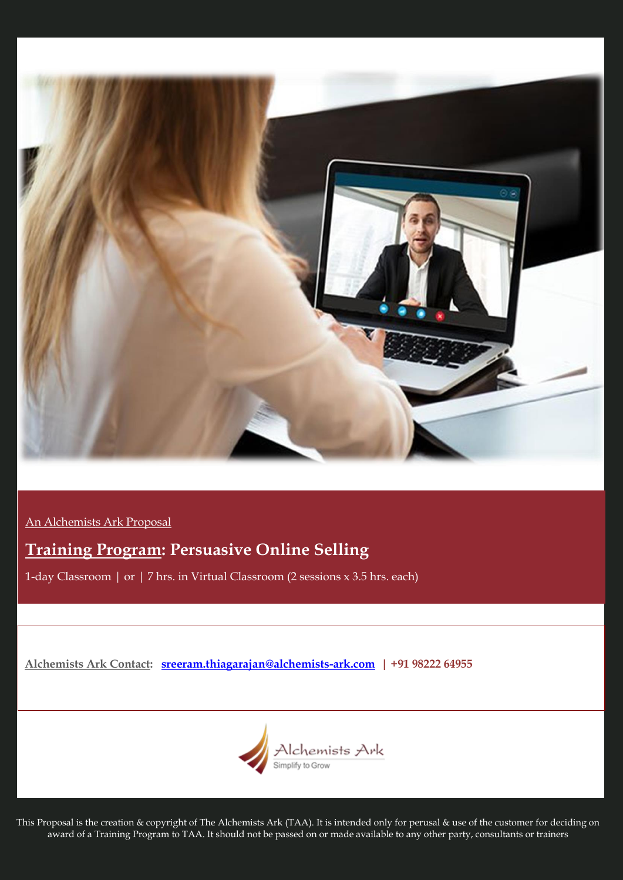An Alchemists Ark Proposal

# Training Program: Persuasive Online Selling

1-day Classroom | or | 7 hrs. in Virtual Classroom (2 sessions x 3.5 hrs. each)

**Alchemists Ark Contact:** **sreeram.thiagarajan@alchemists-ark.com** **| +91 98222 64955**

Alchemists Ark
Simplify to Grow

This Proposal is the creation & copyright of The Alchemists Ark (TAA). It is intended only for perusal & use of the customer for deciding on award of a Training Program to TAA. It should not be passed on or made available to any other party, consultants or trainers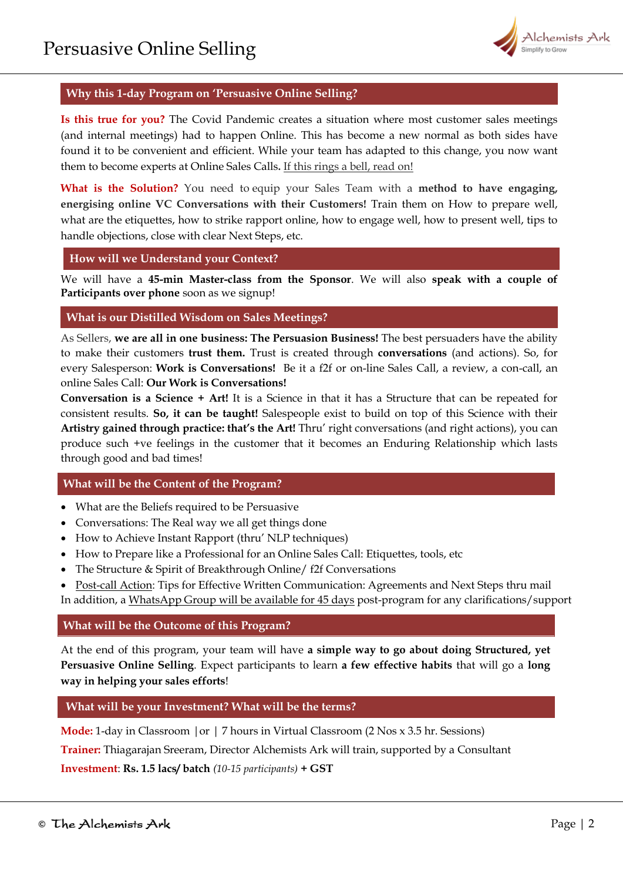## Why this 1-day Program on 'Persuasive Online Selling?

**Is this true for you?** The Covid Pandemic creates a situation where most customer sales meetings (and internal meetings) had to happen Online. This has become a new normal as both sides have found it to be convenient and efficient. While your team has adapted to this change, you now want them to become experts at Online Sales Calls. If this rings a bell, read on!

**What is the Solution?** You need to equip your Sales Team with a **method to have engaging, energising online VC Conversations with their Customers!** Train them on How to prepare well, what are the etiquettes, how to strike rapport online, how to engage well, how to present well, tips to handle objections, close with clear Next Steps, etc.

## How will we Understand your Context?

We will have a **45-min Master-class from the Sponsor**. We will also **speak with a couple of Participants over phone** soon as we signup!

## What is our Distilled Wisdom on Sales Meetings?

As Sellers, **we are all in one business: The Persuasion Business!** The best persuaders have the ability to make their customers **trust them.** Trust is created through **conversations** (and actions). So, for every Salesperson: **Work is Conversations!** Be it a f2f or on-line Sales Call, a review, a con-call, an online Sales Call: **Our Work is Conversations!**

**Conversation is a Science + Art!** It is a Science in that it has a Structure that can be repeated for consistent results. **So, it can be taught!** Salespeople exist to build on top of this Science with their **Artistry gained through practice: that's the Art!** Thru' right conversations (and right actions), you can produce such +ve feelings in the customer that it becomes an Enduring Relationship which lasts through good and bad times!

## What will be the Content of the Program?

- What are the Beliefs required to be Persuasive
- Conversations: The Real way we all get things done
- How to Achieve Instant Rapport (thru' NLP techniques)
- How to Prepare like a Professional for an Online Sales Call: Etiquettes, tools, etc
- The Structure & Spirit of Breakthrough Online/ f2f Conversations
- Post-call Action: Tips for Effective Written Communication: Agreements and Next Steps thru mail

In addition, a WhatsApp Group will be available for 45 days post-program for any clarifications/support

## What will be the Outcome of this Program?

At the end of this program, your team will have **a simple way to go about doing Structured, yet Persuasive Online Selling**. Expect participants to learn **a few effective habits** that will go a **long way in helping your sales efforts**!

## What will be your Investment? What will be the terms?

**Mode:** 1-day in Classroom |or | 7 hours in Virtual Classroom (2 Nos x 3.5 hr. Sessions)

**Trainer:** Thiagarajan Sreeram, Director Alchemists Ark will train, supported by a Consultant

**Investment**: **Rs. 1.5 lacs/ batch** *(10-15 participants)* **+ GST**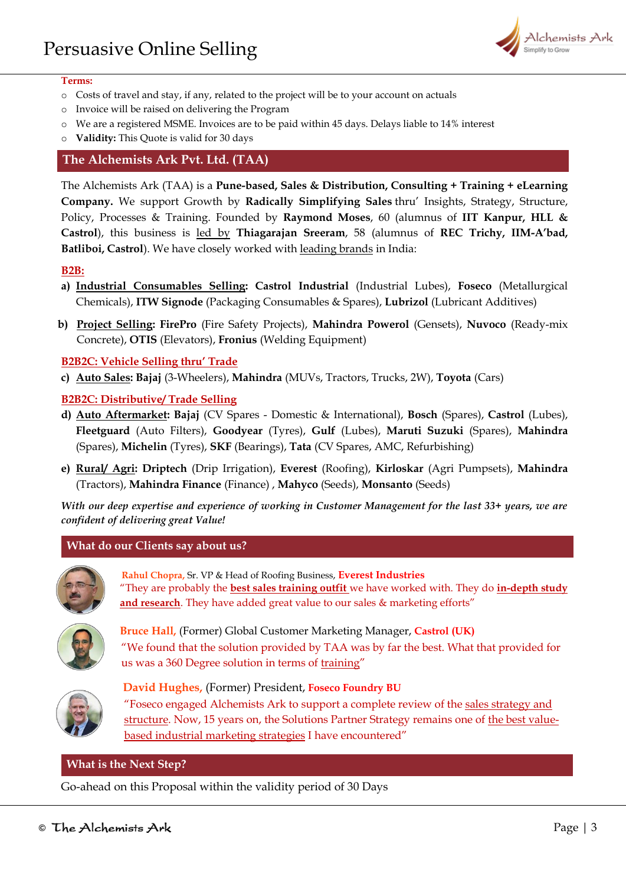**Terms:**

- Costs of travel and stay, if any, related to the project will be to your account on actuals
- Invoice will be raised on delivering the Program
- We are a registered MSME. Invoices are to be paid within 45 days. Delays liable to 14% interest
- **Validity:** This Quote is valid for 30 days

## The Alchemists Ark Pvt. Ltd. (TAA)

The Alchemists Ark (TAA) is a **Pune-based, Sales & Distribution, Consulting + Training + eLearning Company.** We support Growth by **Radically Simplifying Sales** thru' Insights, Strategy, Structure, Policy, Processes & Training. Founded by **Raymond Moses**, 60 (alumnus of **IIT Kanpur, HLL & Castrol**), this business is led by **Thiagarajan Sreeram**, 58 (alumnus of **REC Trichy, IIM-A'bad, Batliboi, Castrol**). We have closely worked with leading brands in India:

**B2B:**

a) **Industrial Consumables Selling: Castrol Industrial** (Industrial Lubes), **Foseco** (Metallurgical Chemicals), **ITW Signode** (Packaging Consumables & Spares), **Lubrizol** (Lubricant Additives)

b) **Project Selling: FirePro** (Fire Safety Projects), **Mahindra Powerol** (Gensets), **Nuvoco** (Ready-mix Concrete), **OTIS** (Elevators), **Fronius** (Welding Equipment)

**B2B2C: Vehicle Selling thru' Trade**

c) **Auto Sales: Bajaj** (3-Wheelers), **Mahindra** (MUVs, Tractors, Trucks, 2W), **Toyota** (Cars)

**B2B2C: Distributive/ Trade Selling**

d) **Auto Aftermarket: Bajaj** (CV Spares - Domestic & International), **Bosch** (Spares), **Castrol** (Lubes), **Fleetguard** (Auto Filters), **Goodyear** (Tyres), **Gulf** (Lubes), **Maruti Suzuki** (Spares), **Mahindra** (Spares), **Michelin** (Tyres), **SKF** (Bearings), **Tata** (CV Spares, AMC, Refurbishing)

e) **Rural/ Agri: Driptech** (Drip Irrigation), **Everest** (Roofing), **Kirloskar** (Agri Pumpsets), **Mahindra** (Tractors), **Mahindra Finance** (Finance) , **Mahyco** (Seeds), **Monsanto** (Seeds)

*With our deep expertise and experience of working in Customer Management for the last 33+ years, we are confident of delivering great Value!*

## What do our Clients say about us?

**Rahul Chopra,** Sr. VP & Head of Roofing Business, **Everest Industries**
"They are probably the **best sales training outfit** we have worked with. They do **in-depth study and research**. They have added great value to our sales & marketing efforts"

**Bruce Hall,** (Former) Global Customer Marketing Manager, **Castrol (UK)**
"We found that the solution provided by TAA was by far the best. What that provided for us was a 360 Degree solution in terms of training"

**David Hughes,** (Former) President, **Foseco Foundry BU**
"Foseco engaged Alchemists Ark to support a complete review of the sales strategy and structure. Now, 15 years on, the Solutions Partner Strategy remains one of the best value-based industrial marketing strategies I have encountered"

## What is the Next Step?

Go-ahead on this Proposal within the validity period of 30 Days